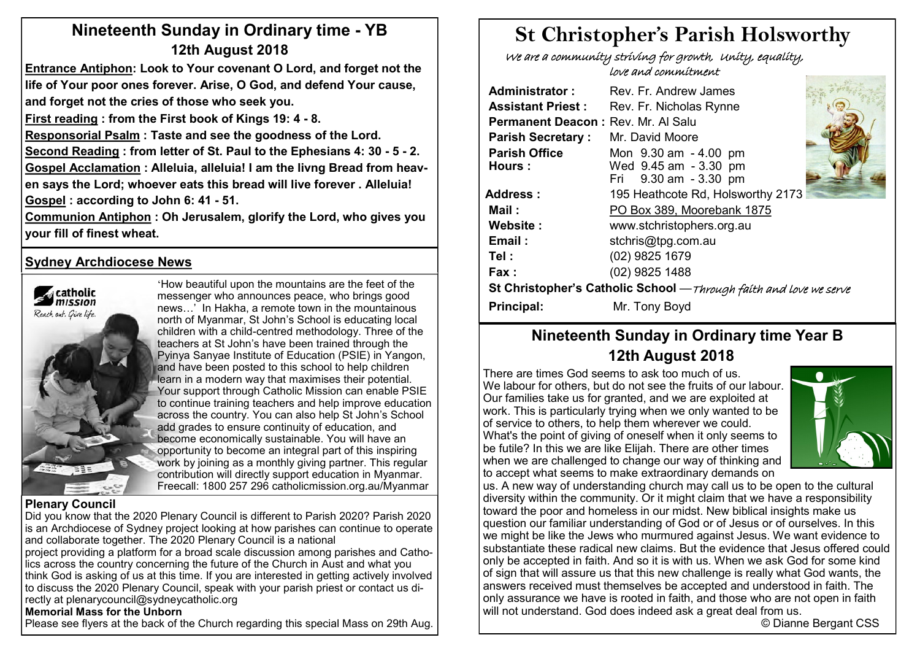## Nineteenth Sunday in Ordinary time - YB
### 12th August 2018

**Entrance Antiphon: Look to Your covenant O Lord, and forget not the life of Your poor ones forever. Arise, O God, and defend Your cause, and forget not the cries of those who seek you.**

**First reading : from the First book of Kings 19: 4 - 8.**

**Responsorial Psalm : Taste and see the goodness of the Lord.**

**Second Reading : from letter of St. Paul to the Ephesians 4: 30 - 5 - 2.**

**Gospel Acclamation : Alleluia, alleluia! I am the livng Bread from heaven says the Lord; whoever eats this bread will live forever . Alleluia!**

**Gospel : according to John 6: 41 - 51.**

**Communion Antiphon : Oh Jerusalem, glorify the Lord, who gives you your fill of finest wheat.**

### Sydney Archdiocese News

catholic mission
*Reach out. Give life.*

'How beautiful upon the mountains are the feet of the messenger who announces peace, who brings good news…' In Hakha, a remote town in the mountainous north of Myanmar, St John's School is educating local children with a child-centred methodology. Three of the teachers at St John's have been trained through the Pyinya Sanyae Institute of Education (PSIE) in Yangon, and have been posted to this school to help children learn in a modern way that maximises their potential. Your support through Catholic Mission can enable PSIE to continue training teachers and help improve education across the country. You can also help St John's School add grades to ensure continuity of education, and become economically sustainable. You will have an opportunity to become an integral part of this inspiring work by joining as a monthly giving partner. This regular contribution will directly support education in Myanmar. Freecall: 1800 257 296 catholicmission.org.au/Myanmar

**Plenary Council**

Did you know that the 2020 Plenary Council is different to Parish 2020? Parish 2020 is an Archdiocese of Sydney project looking at how parishes can continue to operate and collaborate together. The 2020 Plenary Council is a national project providing a platform for a broad scale discussion among parishes and Catholics across the country concerning the future of the Church in Aust and what you think God is asking of us at this time. If you are interested in getting actively involved to discuss the 2020 Plenary Council, speak with your parish priest or contact us directly at plenarycouncil@sydneycatholic.org

**Memorial Mass for the Unborn**

Please see flyers at the back of the Church regarding this special Mass on 29th Aug.

# St Christopher's Parish Holsworthy

*We are a community striving for growth, unity, equality, love and commitment*

| | |
|---|---|
| **Administrator :** | Rev. Fr. Andrew James |
| **Assistant Priest :** | Rev. Fr. Nicholas Rynne |
| **Permanent Deacon :** | Rev. Mr. Al Salu |
| **Parish Secretary :** | Mr. David Moore |
| **Parish Office Hours :** | Mon 9.30 am - 4.00 pm<br>Wed 9.45 am - 3.30 pm<br>Fri 9.30 am - 3.30 pm |
| **Address :** | 195 Heathcote Rd, Holsworthy 2173 |
| **Mail :** | PO Box 389, Moorebank 1875 |
| **Website :** | www.stchristophers.org.au |
| **Email :** | stchris@tpg.com.au |
| **Tel :** | (02) 9825 1679 |
| **Fax :** | (02) 9825 1488 |

**St Christopher's Catholic School** —*Through faith and love we serve*

**Principal:** Mr. Tony Boyd

## Nineteenth Sunday in Ordinary time Year B
### 12th August 2018

There are times God seems to ask too much of us. We labour for others, but do not see the fruits of our labour. Our families take us for granted, and we are exploited at work. This is particularly trying when we only wanted to be of service to others, to help them wherever we could. What's the point of giving of oneself when it only seems to be futile? In this we are like Elijah. There are other times when we are challenged to change our way of thinking and to accept what seems to make extraordinary demands on us. A new way of understanding church may call us to be open to the cultural diversity within the community. Or it might claim that we have a responsibility toward the poor and homeless in our midst. New biblical insights make us question our familiar understanding of God or of Jesus or of ourselves. In this we might be like the Jews who murmured against Jesus. We want evidence to substantiate these radical new claims. But the evidence that Jesus offered could only be accepted in faith. And so it is with us. When we ask God for some kind of sign that will assure us that this new challenge is really what God wants, the answers received must themselves be accepted and understood in faith. The only assurance we have is rooted in faith, and those who are not open in faith will not understand. God does indeed ask a great deal from us.

© Dianne Bergant CSS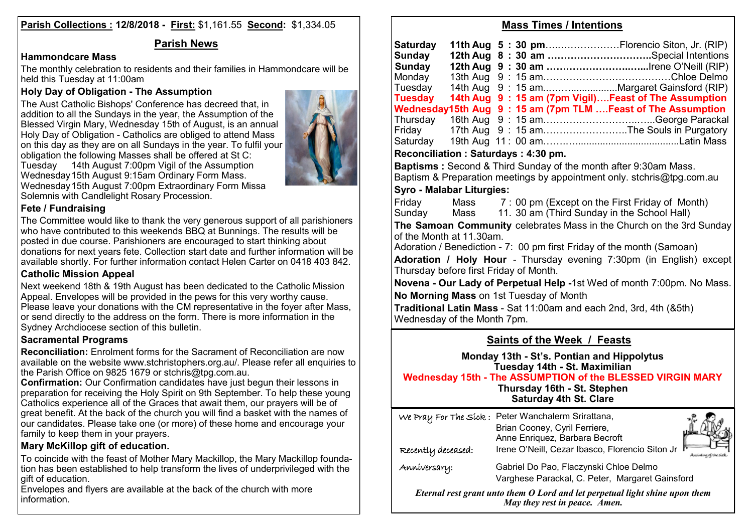**Parish Collections : 12/8/2018 - First:** $1,161.55 **Second:** $1,334.05

## Parish News

### Hammondcare Mass

The monthly celebration to residents and their families in Hammondcare will be held this Tuesday at 11:00am

### Holy Day of Obligation - The Assumption

The Aust Catholic Bishops' Conference has decreed that, in addition to all the Sundays in the year, the Assumption of the Blessed Virgin Mary, Wednesday 15th of August, is an annual Holy Day of Obligation - Catholics are obliged to attend Mass on this day as they are on all Sundays in the year. To fulfil your obligation the following Masses shall be offered at St C:
Tuesday 14th August 7:00pm Vigil of the Assumption
Wednesday 15th August 9:15am Ordinary Form Mass.
Wednesday 15th August 7:00pm Extraordinary Form Missa Solemnis with Candlelight Rosary Procession.

### Fete / Fundraising

The Committee would like to thank the very generous support of all parishioners who have contributed to this weekends BBQ at Bunnings. The results will be posted in due course. Parishioners are encouraged to start thinking about donations for next years fete. Collection start date and further information will be available shortly. For further information contact Helen Carter on 0418 403 842.

### Catholic Mission Appeal

Next weekend 18th & 19th August has been dedicated to the Catholic Mission Appeal. Envelopes will be provided in the pews for this very worthy cause. Please leave your donations with the CM representative in the foyer after Mass, or send directly to the address on the form. There is more information in the Sydney Archdiocese section of this bulletin.

### Sacramental Programs

**Reconciliation:** Enrolment forms for the Sacrament of Reconciliation are now available on the website www.stchristophers.org.au/. Please refer all enquiries to the Parish Office on 9825 1679 or stchris@tpg.com.au.

**Confirmation:** Our Confirmation candidates have just begun their lessons in preparation for receiving the Holy Spirit on 9th September. To help these young Catholics experience all of the Graces that await them, our prayers will be of great benefit. At the back of the church you will find a basket with the names of our candidates. Please take one (or more) of these home and encourage your family to keep them in your prayers.

### Mary McKillop gift of education.

To coincide with the feast of Mother Mary Mackillop, the Mary Mackillop foundation has been established to help transform the lives of underprivileged with the gift of education.

Envelopes and flyers are available at the back of the church with more information.

## Mass Times / Intentions

| | | | |
|---|---|---|---|
| **Saturday** | **11th Aug** | **5 : 30 pm** | Florencio Siton, Jr. (RIP) |
| **Sunday** | **12th Aug** | **8 : 30 am** | **Special Intentions** |
| **Sunday** | **12th Aug** | **9 : 30 am** | **Irene O'Neill (RIP)** |
| Monday | 13th Aug | 9 : 15 am | Chloe Delmo |
| Tuesday | 14th Aug | 9 : 15 am | Margaret Gainsford (RIP) |
| **Tuesday** | **14th Aug** | **9 : 15 am (7pm Vigil)** | **Feast of The Assumption** |
| **Wednesday** | **15th Aug** | **9 : 15 am (7pm TLM** | **Feast of The Assumption** |
| Thursday | 16th Aug | 9 : 15 am | George Paracka l |
| Friday | 17th Aug | 9 : 15 am | The Souls in Purgatory |
| Saturday | 19th Aug | 11 : 00 am | Latin Mass |

**Reconciliation : Saturdays : 4:30 pm.**

**Baptisms :** Second & Third Sunday of the month after 9:30am Mass. Baptism & Preparation meetings by appointment only. stchris@tpg.com.au

**Syro - Malabar Liturgies:**

Friday Mass 7 : 00 pm (Except on the First Friday of Month)
Sunday Mass 11. 30 am (Third Sunday in the School Hall)

**The Samoan Community** celebrates Mass in the Church on the 3rd Sunday of the Month at 11.30am.

Adoration / Benediction - 7: 00 pm first Friday of the month (Samoan)

**Adoration / Holy Hour** - Thursday evening 7:30pm (in English) except Thursday before first Friday of Month.

**Novena - Our Lady of Perpetual Help -**1st Wed of month 7:00pm. No Mass.

**No Morning Mass** on 1st Tuesday of Month

**Traditional Latin Mass** - Sat 11:00am and each 2nd, 3rd, 4th (&5th) Wednesday of the Month 7pm.

## Saints of the Week / Feasts

**Monday 13th - St's. Pontian and Hippolytus**
**Tuesday 14th - St. Maximilian**
**Wednesday 15th - The ASSUMPTION of the BLESSED VIRGIN MARY**
**Thursday 16th - St. Stephen**
**Saturday 4th St. Clare**

We Pray For The Sick : Peter Wanchalerm Srirattana, Brian Cooney, Cyril Ferriere, Anne Enriquez, Barbara Becroft

Recently deceased: Irene O'Neill, Cezar Ibasco, Florencio Siton Jr

Anniversary: Gabriel Do Pao, Flaczynski Chloe Delmo, Varghese Parackal, C. Peter, Margaret Gainsford

*Eternal rest grant unto them O Lord and let perpetual light shine upon them May they rest in peace. Amen.*